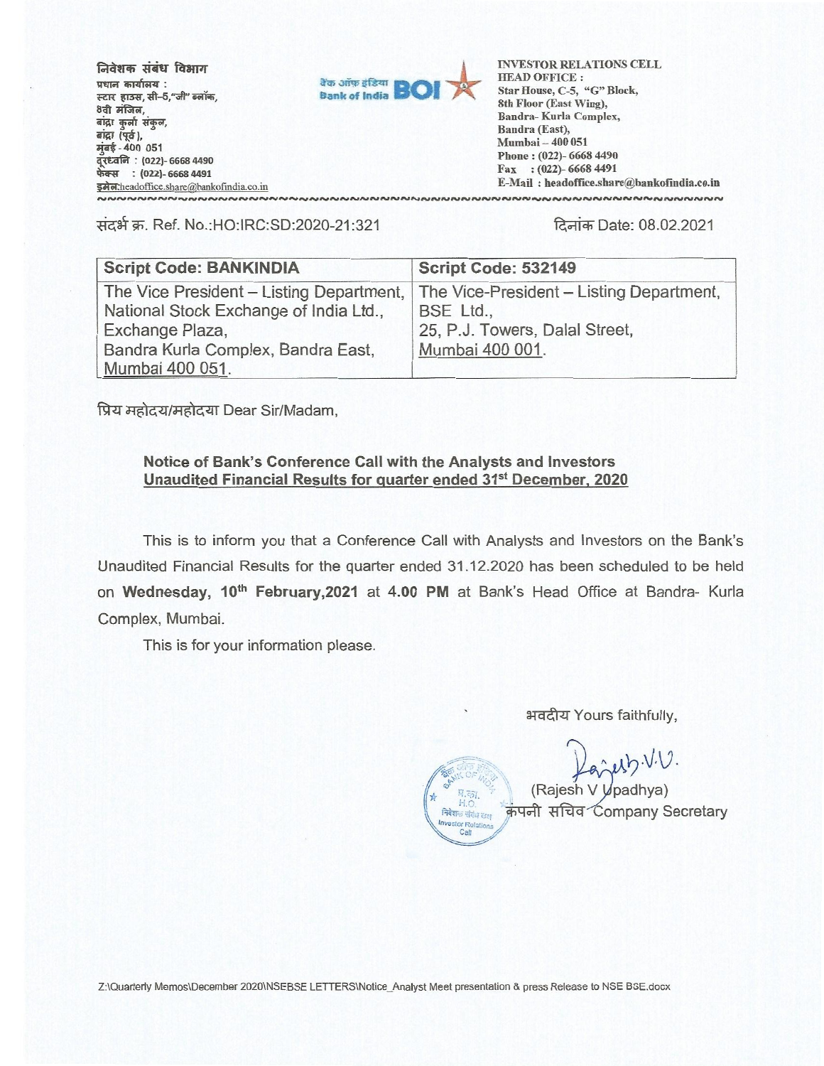**निवेशक संबंध विभाग**
प्रधान कार्यालय :
स्टार हाउस, सी-5,"जी" ब्लॉक,
8वी मंजिल,
बांद्रा कुर्ला संकुल,
बांद्रा (पूर्व),
मुंबई - 400 051
दूरध्वनि : (022)- 6668 4490
फेक्स : (022)- 6668 4491
इमेल:headoffice.share@bankofindia.co.in

बैंक ऑफ इंडिया Bank of India BOI

**INVESTOR RELATIONS CELL**
**HEAD OFFICE :**
Star House, C-5, "G" Block,
8th Floor (East Wing),
Bandra- Kurla Complex,
Bandra (East),
Mumbai – 400 051
Phone : (022)- 6668 4490
Fax : (022)- 6668 4491
E-Mail : headoffice.share@bankofindia.co.in

संदर्भ क्र. Ref. No.:HO:IRC:SD:2020-21:321

दिनांक Date: 08.02.2021

| **Script Code: BANKINDIA** | **Script Code: 532149** |
|---|---|
| The Vice President – Listing Department, National Stock Exchange of India Ltd., Exchange Plaza, Bandra Kurla Complex, Bandra East, Mumbai 400 051. | The Vice-President – Listing Department, BSE Ltd., 25, P.J. Towers, Dalal Street, Mumbai 400 001. |

प्रिय महोदय/महोदया Dear Sir/Madam,

**Notice of Bank's Conference Call with the Analysts and Investors**
**<u>Unaudited Financial Results for quarter ended 31st December, 2020</u>**

This is to inform you that a Conference Call with Analysts and Investors on the Bank's Unaudited Financial Results for the quarter ended 31.12.2020 has been scheduled to be held on **Wednesday, 10th February,2021** at **4.00 PM** at Bank's Head Office at Bandra- Kurla Complex, Mumbai.

This is for your information please.

भवदीय Yours faithfully,

(Rajesh V Upadhya)
कंपनी सचिव Company Secretary

Z:\Quarterly Memos\December 2020\NSEBSE LETTERS\Notice_Analyst Meet presentation & press Release to NSE BSE.docx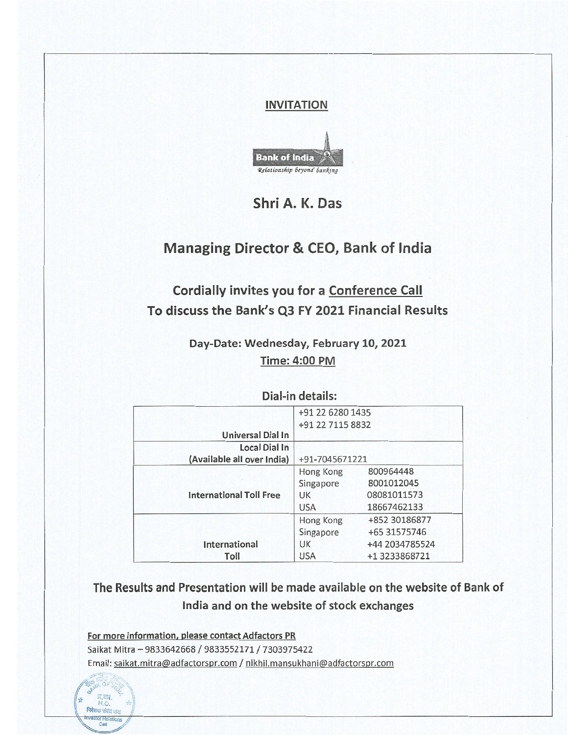## INVITATION

Bank of India

*Relationship beyond banking*

# Shri A. K. Das

# Managing Director & CEO, Bank of India

## Cordially invites you for a Conference Call
## To discuss the Bank's Q3 FY 2021 Financial Results

**Day-Date: Wednesday, February 10, 2021**

**Time: 4:00 PM**

**Dial-in details:**

| | | |
|---|---|---|
| Universal Dial In | +91 22 6280 1435<br>+91 22 7115 8832 | |
| Local Dial In<br>(Available all over India) | +91-7045671221 | |
| International Toll Free | Hong Kong | 800964448 |
| | Singapore | 8001012045 |
| | UK | 08081011573 |
| | USA | 18667462133 |
| International Toll | Hong Kong | +852 30186877 |
| | Singapore | +65 31575746 |
| | UK | +44 2034785524 |
| | USA | +1 3233868721 |

**The Results and Presentation will be made available on the website of Bank of India and on the website of stock exchanges**

**For more information, please contact Adfactors PR**

Saikat Mitra – 9833642668 / 9833552171 / 7303975422

Email: saikat.mitra@adfactorspr.com / nikhil.mansukhani@adfactorspr.com